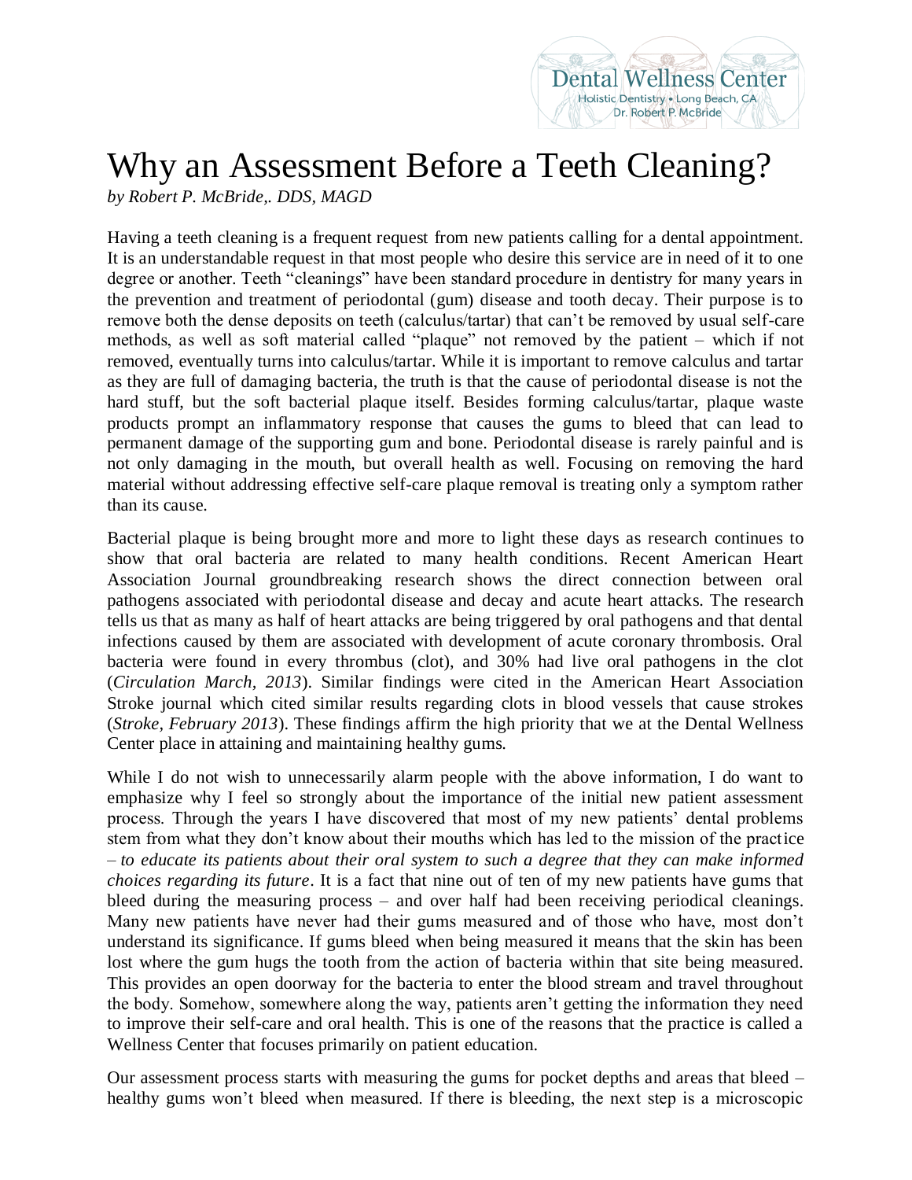Dental Wellness Center
Holistic Dentistry • Long Beach, CA
Dr. Robert P. McBride

# Why an Assessment Before a Teeth Cleaning?

*by Robert P. McBride,. DDS, MAGD*

Having a teeth cleaning is a frequent request from new patients calling for a dental appointment. It is an understandable request in that most people who desire this service are in need of it to one degree or another. Teeth "cleanings" have been standard procedure in dentistry for many years in the prevention and treatment of periodontal (gum) disease and tooth decay. Their purpose is to remove both the dense deposits on teeth (calculus/tartar) that can't be removed by usual self-care methods, as well as soft material called "plaque" not removed by the patient – which if not removed, eventually turns into calculus/tartar. While it is important to remove calculus and tartar as they are full of damaging bacteria, the truth is that the cause of periodontal disease is not the hard stuff, but the soft bacterial plaque itself. Besides forming calculus/tartar, plaque waste products prompt an inflammatory response that causes the gums to bleed that can lead to permanent damage of the supporting gum and bone. Periodontal disease is rarely painful and is not only damaging in the mouth, but overall health as well. Focusing on removing the hard material without addressing effective self-care plaque removal is treating only a symptom rather than its cause.

Bacterial plaque is being brought more and more to light these days as research continues to show that oral bacteria are related to many health conditions. Recent American Heart Association Journal groundbreaking research shows the direct connection between oral pathogens associated with periodontal disease and decay and acute heart attacks. The research tells us that as many as half of heart attacks are being triggered by oral pathogens and that dental infections caused by them are associated with development of acute coronary thrombosis. Oral bacteria were found in every thrombus (clot), and 30% had live oral pathogens in the clot (*Circulation March, 2013*). Similar findings were cited in the American Heart Association Stroke journal which cited similar results regarding clots in blood vessels that cause strokes (*Stroke, February 2013*). These findings affirm the high priority that we at the Dental Wellness Center place in attaining and maintaining healthy gums.

While I do not wish to unnecessarily alarm people with the above information, I do want to emphasize why I feel so strongly about the importance of the initial new patient assessment process. Through the years I have discovered that most of my new patients' dental problems stem from what they don't know about their mouths which has led to the mission of the practice – *to educate its patients about their oral system to such a degree that they can make informed choices regarding its future*. It is a fact that nine out of ten of my new patients have gums that bleed during the measuring process – and over half had been receiving periodical cleanings. Many new patients have never had their gums measured and of those who have, most don't understand its significance. If gums bleed when being measured it means that the skin has been lost where the gum hugs the tooth from the action of bacteria within that site being measured. This provides an open doorway for the bacteria to enter the blood stream and travel throughout the body. Somehow, somewhere along the way, patients aren't getting the information they need to improve their self-care and oral health. This is one of the reasons that the practice is called a Wellness Center that focuses primarily on patient education.

Our assessment process starts with measuring the gums for pocket depths and areas that bleed – healthy gums won't bleed when measured. If there is bleeding, the next step is a microscopic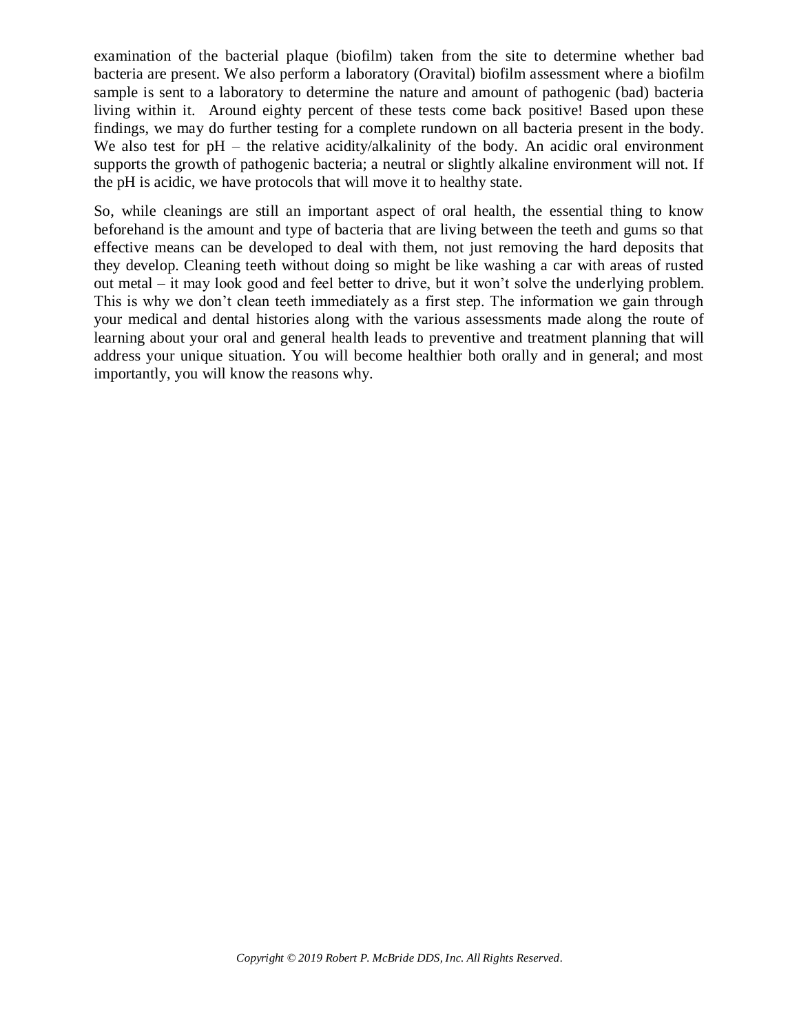examination of the bacterial plaque (biofilm) taken from the site to determine whether bad bacteria are present. We also perform a laboratory (Oravital) biofilm assessment where a biofilm sample is sent to a laboratory to determine the nature and amount of pathogenic (bad) bacteria living within it. Around eighty percent of these tests come back positive! Based upon these findings, we may do further testing for a complete rundown on all bacteria present in the body. We also test for pH – the relative acidity/alkalinity of the body. An acidic oral environment supports the growth of pathogenic bacteria; a neutral or slightly alkaline environment will not. If the pH is acidic, we have protocols that will move it to healthy state.

So, while cleanings are still an important aspect of oral health, the essential thing to know beforehand is the amount and type of bacteria that are living between the teeth and gums so that effective means can be developed to deal with them, not just removing the hard deposits that they develop. Cleaning teeth without doing so might be like washing a car with areas of rusted out metal – it may look good and feel better to drive, but it won't solve the underlying problem. This is why we don't clean teeth immediately as a first step. The information we gain through your medical and dental histories along with the various assessments made along the route of learning about your oral and general health leads to preventive and treatment planning that will address your unique situation. You will become healthier both orally and in general; and most importantly, you will know the reasons why.

*Copyright © 2019 Robert P. McBride DDS, Inc. All Rights Reserved.*